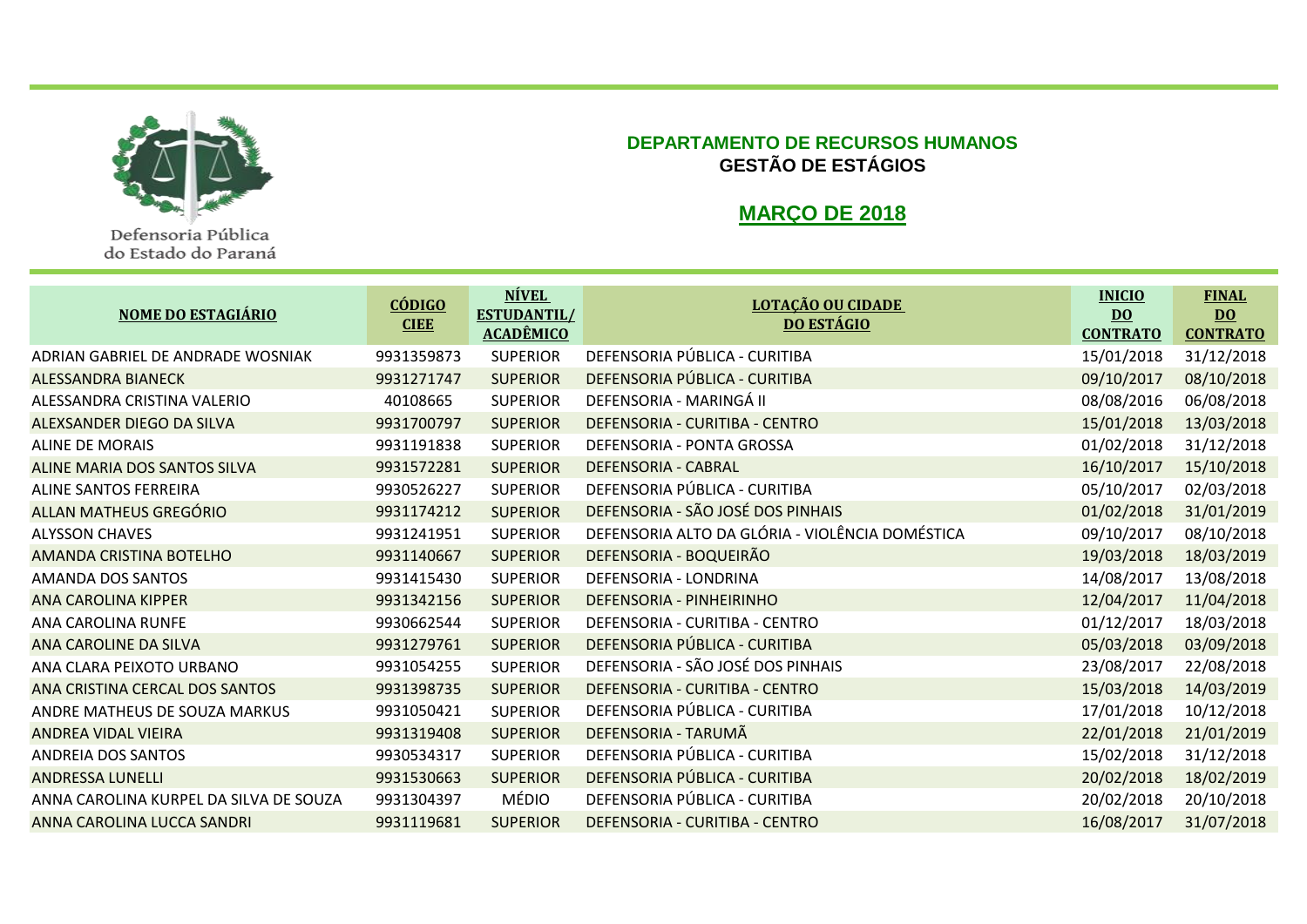Defensoria Pública do Estado do Paraná

**DEPARTAMENTO DE RECURSOS HUMANOS**
**GESTÃO DE ESTÁGIOS**

## MARÇO DE 2018

| NOME DO ESTAGIÁRIO | CÓDIGO CIEE | NÍVEL ESTUDANTIL/ ACADÊMICO | LOTAÇÃO OU CIDADE DO ESTÁGIO | INICIO DO CONTRATO | FINAL DO CONTRATO |
|---|---|---|---|---|---|
| ADRIAN GABRIEL DE ANDRADE WOSNIAK | 9931359873 | SUPERIOR | DEFENSORIA PÚBLICA - CURITIBA | 15/01/2018 | 31/12/2018 |
| ALESSANDRA BIANECK | 9931271747 | SUPERIOR | DEFENSORIA PÚBLICA - CURITIBA | 09/10/2017 | 08/10/2018 |
| ALESSANDRA CRISTINA VALERIO | 40108665 | SUPERIOR | DEFENSORIA - MARINGÁ II | 08/08/2016 | 06/08/2018 |
| ALEXSANDER DIEGO DA SILVA | 9931700797 | SUPERIOR | DEFENSORIA - CURITIBA - CENTRO | 15/01/2018 | 13/03/2018 |
| ALINE DE MORAIS | 9931191838 | SUPERIOR | DEFENSORIA - PONTA GROSSA | 01/02/2018 | 31/12/2018 |
| ALINE MARIA DOS SANTOS SILVA | 9931572281 | SUPERIOR | DEFENSORIA - CABRAL | 16/10/2017 | 15/10/2018 |
| ALINE SANTOS FERREIRA | 9930526227 | SUPERIOR | DEFENSORIA PÚBLICA - CURITIBA | 05/10/2017 | 02/03/2018 |
| ALLAN MATHEUS GREGÓRIO | 9931174212 | SUPERIOR | DEFENSORIA - SÃO JOSÉ DOS PINHAIS | 01/02/2018 | 31/01/2019 |
| ALYSSON CHAVES | 9931241951 | SUPERIOR | DEFENSORIA ALTO DA GLÓRIA - VIOLÊNCIA DOMÉSTICA | 09/10/2017 | 08/10/2018 |
| AMANDA CRISTINA BOTELHO | 9931140667 | SUPERIOR | DEFENSORIA - BOQUEIRÃO | 19/03/2018 | 18/03/2019 |
| AMANDA DOS SANTOS | 9931415430 | SUPERIOR | DEFENSORIA - LONDRINA | 14/08/2017 | 13/08/2018 |
| ANA CAROLINA KIPPER | 9931342156 | SUPERIOR | DEFENSORIA - PINHEIRINHO | 12/04/2017 | 11/04/2018 |
| ANA CAROLINA RUNFE | 9930662544 | SUPERIOR | DEFENSORIA - CURITIBA - CENTRO | 01/12/2017 | 18/03/2018 |
| ANA CAROLINE DA SILVA | 9931279761 | SUPERIOR | DEFENSORIA PÚBLICA - CURITIBA | 05/03/2018 | 03/09/2018 |
| ANA CLARA PEIXOTO URBANO | 9931054255 | SUPERIOR | DEFENSORIA - SÃO JOSÉ DOS PINHAIS | 23/08/2017 | 22/08/2018 |
| ANA CRISTINA CERCAL DOS SANTOS | 9931398735 | SUPERIOR | DEFENSORIA - CURITIBA - CENTRO | 15/03/2018 | 14/03/2019 |
| ANDRE MATHEUS DE SOUZA MARKUS | 9931050421 | SUPERIOR | DEFENSORIA PÚBLICA - CURITIBA | 17/01/2018 | 10/12/2018 |
| ANDREA VIDAL VIEIRA | 9931319408 | SUPERIOR | DEFENSORIA - TARUMÃ | 22/01/2018 | 21/01/2019 |
| ANDREIA DOS SANTOS | 9930534317 | SUPERIOR | DEFENSORIA PÚBLICA - CURITIBA | 15/02/2018 | 31/12/2018 |
| ANDRESSA LUNELLI | 9931530663 | SUPERIOR | DEFENSORIA PÚBLICA - CURITIBA | 20/02/2018 | 18/02/2019 |
| ANNA CAROLINA KURPEL DA SILVA DE SOUZA | 9931304397 | MÉDIO | DEFENSORIA PÚBLICA - CURITIBA | 20/02/2018 | 20/10/2018 |
| ANNA CAROLINA LUCCA SANDRI | 9931119681 | SUPERIOR | DEFENSORIA - CURITIBA - CENTRO | 16/08/2017 | 31/07/2018 |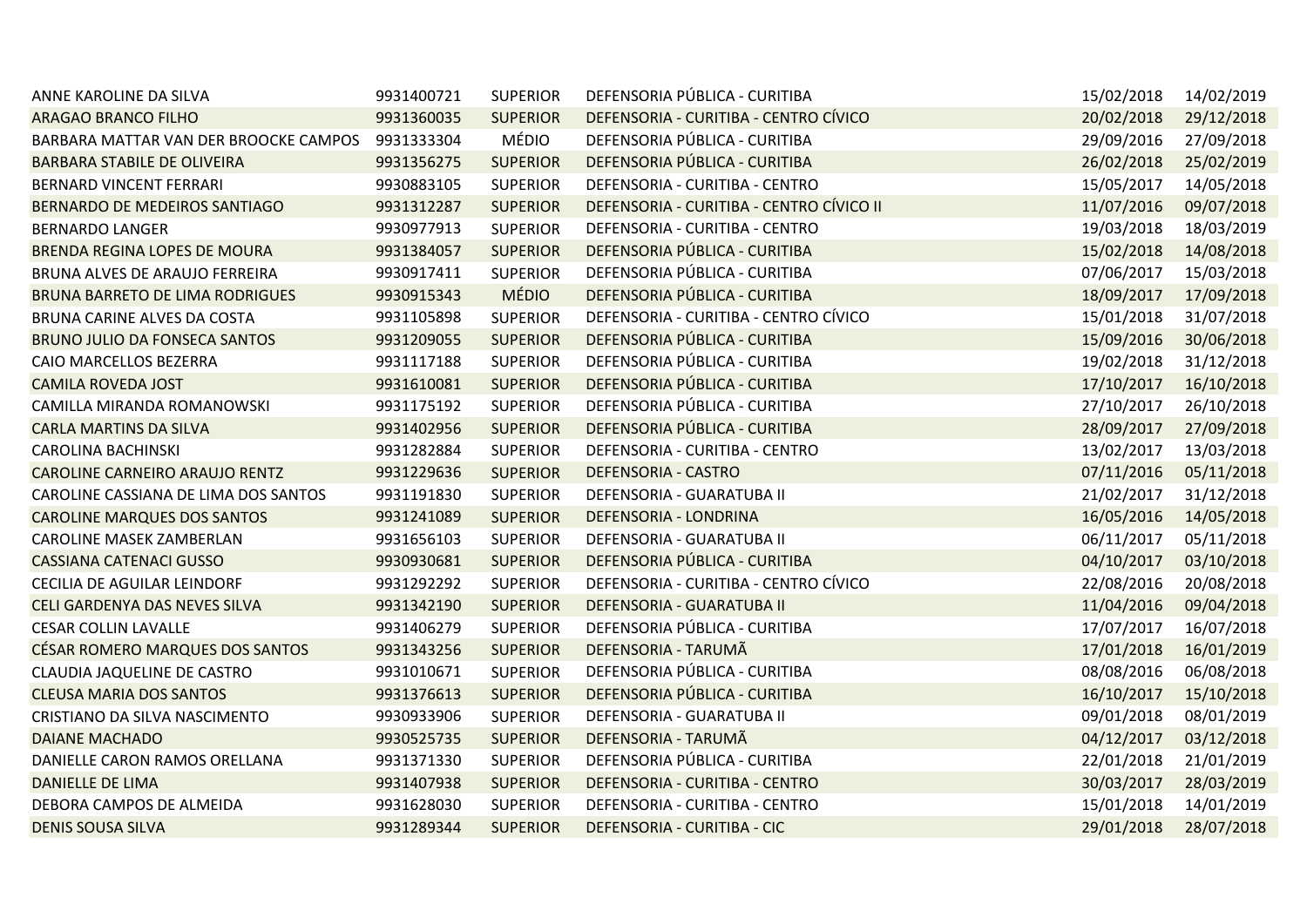| | | | | | |
|---|---|---|---|---|---|
| ANNE KAROLINE DA SILVA | 9931400721 | SUPERIOR | DEFENSORIA PÚBLICA - CURITIBA | 15/02/2018 | 14/02/2019 |
| ARAGAO BRANCO FILHO | 9931360035 | SUPERIOR | DEFENSORIA - CURITIBA - CENTRO CÍVICO | 20/02/2018 | 29/12/2018 |
| BARBARA MATTAR VAN DER BROOCKE CAMPOS | 9931333304 | MÉDIO | DEFENSORIA PÚBLICA - CURITIBA | 29/09/2016 | 27/09/2018 |
| BARBARA STABILE DE OLIVEIRA | 9931356275 | SUPERIOR | DEFENSORIA PÚBLICA - CURITIBA | 26/02/2018 | 25/02/2019 |
| BERNARD VINCENT FERRARI | 9930883105 | SUPERIOR | DEFENSORIA - CURITIBA - CENTRO | 15/05/2017 | 14/05/2018 |
| BERNARDO DE MEDEIROS SANTIAGO | 9931312287 | SUPERIOR | DEFENSORIA - CURITIBA - CENTRO CÍVICO II | 11/07/2016 | 09/07/2018 |
| BERNARDO LANGER | 9930977913 | SUPERIOR | DEFENSORIA - CURITIBA - CENTRO | 19/03/2018 | 18/03/2019 |
| BRENDA REGINA LOPES DE MOURA | 9931384057 | SUPERIOR | DEFENSORIA PÚBLICA - CURITIBA | 15/02/2018 | 14/08/2018 |
| BRUNA ALVES DE ARAUJO FERREIRA | 9930917411 | SUPERIOR | DEFENSORIA PÚBLICA - CURITIBA | 07/06/2017 | 15/03/2018 |
| BRUNA BARRETO DE LIMA RODRIGUES | 9930915343 | MÉDIO | DEFENSORIA PÚBLICA - CURITIBA | 18/09/2017 | 17/09/2018 |
| BRUNA CARINE ALVES DA COSTA | 9931105898 | SUPERIOR | DEFENSORIA - CURITIBA - CENTRO CÍVICO | 15/01/2018 | 31/07/2018 |
| BRUNO JULIO DA FONSECA SANTOS | 9931209055 | SUPERIOR | DEFENSORIA PÚBLICA - CURITIBA | 15/09/2016 | 30/06/2018 |
| CAIO MARCELLOS BEZERRA | 9931117188 | SUPERIOR | DEFENSORIA PÚBLICA - CURITIBA | 19/02/2018 | 31/12/2018 |
| CAMILA ROVEDA JOST | 9931610081 | SUPERIOR | DEFENSORIA PÚBLICA - CURITIBA | 17/10/2017 | 16/10/2018 |
| CAMILLA MIRANDA ROMANOWSKI | 9931175192 | SUPERIOR | DEFENSORIA PÚBLICA - CURITIBA | 27/10/2017 | 26/10/2018 |
| CARLA MARTINS DA SILVA | 9931402956 | SUPERIOR | DEFENSORIA PÚBLICA - CURITIBA | 28/09/2017 | 27/09/2018 |
| CAROLINA BACHINSKI | 9931282884 | SUPERIOR | DEFENSORIA - CURITIBA - CENTRO | 13/02/2017 | 13/03/2018 |
| CAROLINE CARNEIRO ARAUJO RENTZ | 9931229636 | SUPERIOR | DEFENSORIA - CASTRO | 07/11/2016 | 05/11/2018 |
| CAROLINE CASSIANA DE LIMA DOS SANTOS | 9931191830 | SUPERIOR | DEFENSORIA - GUARATUBA II | 21/02/2017 | 31/12/2018 |
| CAROLINE MARQUES DOS SANTOS | 9931241089 | SUPERIOR | DEFENSORIA - LONDRINA | 16/05/2016 | 14/05/2018 |
| CAROLINE MASEK ZAMBERLAN | 9931656103 | SUPERIOR | DEFENSORIA - GUARATUBA II | 06/11/2017 | 05/11/2018 |
| CASSIANA CATENACI GUSSO | 9930930681 | SUPERIOR | DEFENSORIA PÚBLICA - CURITIBA | 04/10/2017 | 03/10/2018 |
| CECILIA DE AGUILAR LEINDORF | 9931292292 | SUPERIOR | DEFENSORIA - CURITIBA - CENTRO CÍVICO | 22/08/2016 | 20/08/2018 |
| CELI GARDENYA DAS NEVES SILVA | 9931342190 | SUPERIOR | DEFENSORIA - GUARATUBA II | 11/04/2016 | 09/04/2018 |
| CESAR COLLIN LAVALLE | 9931406279 | SUPERIOR | DEFENSORIA PÚBLICA - CURITIBA | 17/07/2017 | 16/07/2018 |
| CÉSAR ROMERO MARQUES DOS SANTOS | 9931343256 | SUPERIOR | DEFENSORIA - TARUMÃ | 17/01/2018 | 16/01/2019 |
| CLAUDIA JAQUELINE DE CASTRO | 9931010671 | SUPERIOR | DEFENSORIA PÚBLICA - CURITIBA | 08/08/2016 | 06/08/2018 |
| CLEUSA MARIA DOS SANTOS | 9931376613 | SUPERIOR | DEFENSORIA PÚBLICA - CURITIBA | 16/10/2017 | 15/10/2018 |
| CRISTIANO DA SILVA NASCIMENTO | 9930933906 | SUPERIOR | DEFENSORIA - GUARATUBA II | 09/01/2018 | 08/01/2019 |
| DAIANE MACHADO | 9930525735 | SUPERIOR | DEFENSORIA - TARUMÃ | 04/12/2017 | 03/12/2018 |
| DANIELLE CARON RAMOS ORELLANA | 9931371330 | SUPERIOR | DEFENSORIA PÚBLICA - CURITIBA | 22/01/2018 | 21/01/2019 |
| DANIELLE DE LIMA | 9931407938 | SUPERIOR | DEFENSORIA - CURITIBA - CENTRO | 30/03/2017 | 28/03/2019 |
| DEBORA CAMPOS DE ALMEIDA | 9931628030 | SUPERIOR | DEFENSORIA - CURITIBA - CENTRO | 15/01/2018 | 14/01/2019 |
| DENIS SOUSA SILVA | 9931289344 | SUPERIOR | DEFENSORIA - CURITIBA - CIC | 29/01/2018 | 28/07/2018 |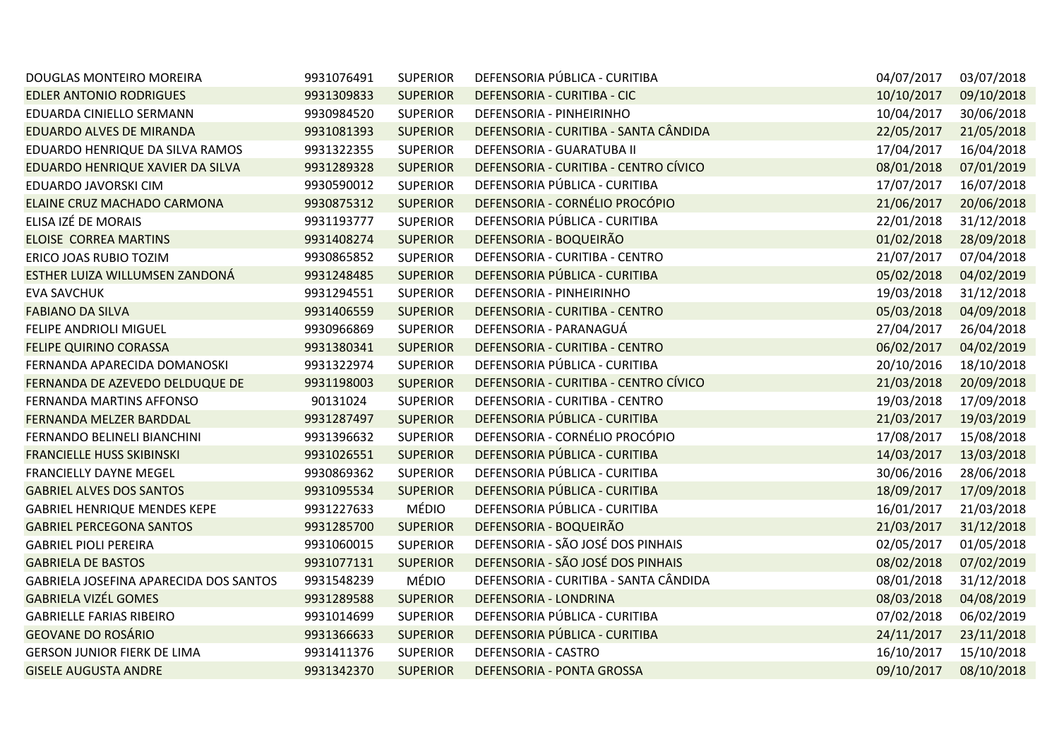| | | | | | |
|---|---|---|---|---|---|
| DOUGLAS MONTEIRO MOREIRA | 9931076491 | SUPERIOR | DEFENSORIA PÚBLICA - CURITIBA | 04/07/2017 | 03/07/2018 |
| EDLER ANTONIO RODRIGUES | 9931309833 | SUPERIOR | DEFENSORIA - CURITIBA - CIC | 10/10/2017 | 09/10/2018 |
| EDUARDA CINIELLO SERMANN | 9930984520 | SUPERIOR | DEFENSORIA - PINHEIRINHO | 10/04/2017 | 30/06/2018 |
| EDUARDO ALVES DE MIRANDA | 9931081393 | SUPERIOR | DEFENSORIA - CURITIBA - SANTA CÂNDIDA | 22/05/2017 | 21/05/2018 |
| EDUARDO HENRIQUE DA SILVA RAMOS | 9931322355 | SUPERIOR | DEFENSORIA - GUARATUBA II | 17/04/2017 | 16/04/2018 |
| EDUARDO HENRIQUE XAVIER DA SILVA | 9931289328 | SUPERIOR | DEFENSORIA - CURITIBA - CENTRO CÍVICO | 08/01/2018 | 07/01/2019 |
| EDUARDO JAVORSKI CIM | 9930590012 | SUPERIOR | DEFENSORIA PÚBLICA - CURITIBA | 17/07/2017 | 16/07/2018 |
| ELAINE CRUZ MACHADO CARMONA | 9930875312 | SUPERIOR | DEFENSORIA - CORNÉLIO PROCÓPIO | 21/06/2017 | 20/06/2018 |
| ELISA IZÉ DE MORAIS | 9931193777 | SUPERIOR | DEFENSORIA PÚBLICA - CURITIBA | 22/01/2018 | 31/12/2018 |
| ELOISE CORREA MARTINS | 9931408274 | SUPERIOR | DEFENSORIA - BOQUEIRÃO | 01/02/2018 | 28/09/2018 |
| ERICO JOAS RUBIO TOZIM | 9930865852 | SUPERIOR | DEFENSORIA - CURITIBA - CENTRO | 21/07/2017 | 07/04/2018 |
| ESTHER LUIZA WILLUMSEN ZANDONÁ | 9931248485 | SUPERIOR | DEFENSORIA PÚBLICA - CURITIBA | 05/02/2018 | 04/02/2019 |
| EVA SAVCHUK | 9931294551 | SUPERIOR | DEFENSORIA - PINHEIRINHO | 19/03/2018 | 31/12/2018 |
| FABIANO DA SILVA | 9931406559 | SUPERIOR | DEFENSORIA - CURITIBA - CENTRO | 05/03/2018 | 04/09/2018 |
| FELIPE ANDRIOLI MIGUEL | 9930966869 | SUPERIOR | DEFENSORIA - PARANAGUÁ | 27/04/2017 | 26/04/2018 |
| FELIPE QUIRINO CORASSA | 9931380341 | SUPERIOR | DEFENSORIA - CURITIBA - CENTRO | 06/02/2017 | 04/02/2019 |
| FERNANDA APARECIDA DOMANOSKI | 9931322974 | SUPERIOR | DEFENSORIA PÚBLICA - CURITIBA | 20/10/2016 | 18/10/2018 |
| FERNANDA DE AZEVEDO DELDUQUE DE | 9931198003 | SUPERIOR | DEFENSORIA - CURITIBA - CENTRO CÍVICO | 21/03/2018 | 20/09/2018 |
| FERNANDA MARTINS AFFONSO | 90131024 | SUPERIOR | DEFENSORIA - CURITIBA - CENTRO | 19/03/2018 | 17/09/2018 |
| FERNANDA MELZER BARDDAL | 9931287497 | SUPERIOR | DEFENSORIA PÚBLICA - CURITIBA | 21/03/2017 | 19/03/2019 |
| FERNANDO BELINELI BIANCHINI | 9931396632 | SUPERIOR | DEFENSORIA - CORNÉLIO PROCÓPIO | 17/08/2017 | 15/08/2018 |
| FRANCIELLE HUSS SKIBINSKI | 9931026551 | SUPERIOR | DEFENSORIA PÚBLICA - CURITIBA | 14/03/2017 | 13/03/2018 |
| FRANCIELLY DAYNE MEGEL | 9930869362 | SUPERIOR | DEFENSORIA PÚBLICA - CURITIBA | 30/06/2016 | 28/06/2018 |
| GABRIEL ALVES DOS SANTOS | 9931095534 | SUPERIOR | DEFENSORIA PÚBLICA - CURITIBA | 18/09/2017 | 17/09/2018 |
| GABRIEL HENRIQUE MENDES KEPE | 9931227633 | MÉDIO | DEFENSORIA PÚBLICA - CURITIBA | 16/01/2017 | 21/03/2018 |
| GABRIEL PERCEGONA SANTOS | 9931285700 | SUPERIOR | DEFENSORIA - BOQUEIRÃO | 21/03/2017 | 31/12/2018 |
| GABRIEL PIOLI PEREIRA | 9931060015 | SUPERIOR | DEFENSORIA - SÃO JOSÉ DOS PINHAIS | 02/05/2017 | 01/05/2018 |
| GABRIELA DE BASTOS | 9931077131 | SUPERIOR | DEFENSORIA - SÃO JOSÉ DOS PINHAIS | 08/02/2018 | 07/02/2019 |
| GABRIELA JOSEFINA APARECIDA DOS SANTOS | 9931548239 | MÉDIO | DEFENSORIA - CURITIBA - SANTA CÂNDIDA | 08/01/2018 | 31/12/2018 |
| GABRIELA VIZÉL GOMES | 9931289588 | SUPERIOR | DEFENSORIA - LONDRINA | 08/03/2018 | 04/08/2019 |
| GABRIELLE FARIAS RIBEIRO | 9931014699 | SUPERIOR | DEFENSORIA PÚBLICA - CURITIBA | 07/02/2018 | 06/02/2019 |
| GEOVANE DO ROSÁRIO | 9931366633 | SUPERIOR | DEFENSORIA PÚBLICA - CURITIBA | 24/11/2017 | 23/11/2018 |
| GERSON JUNIOR FIERK DE LIMA | 9931411376 | SUPERIOR | DEFENSORIA - CASTRO | 16/10/2017 | 15/10/2018 |
| GISELE AUGUSTA ANDRE | 9931342370 | SUPERIOR | DEFENSORIA - PONTA GROSSA | 09/10/2017 | 08/10/2018 |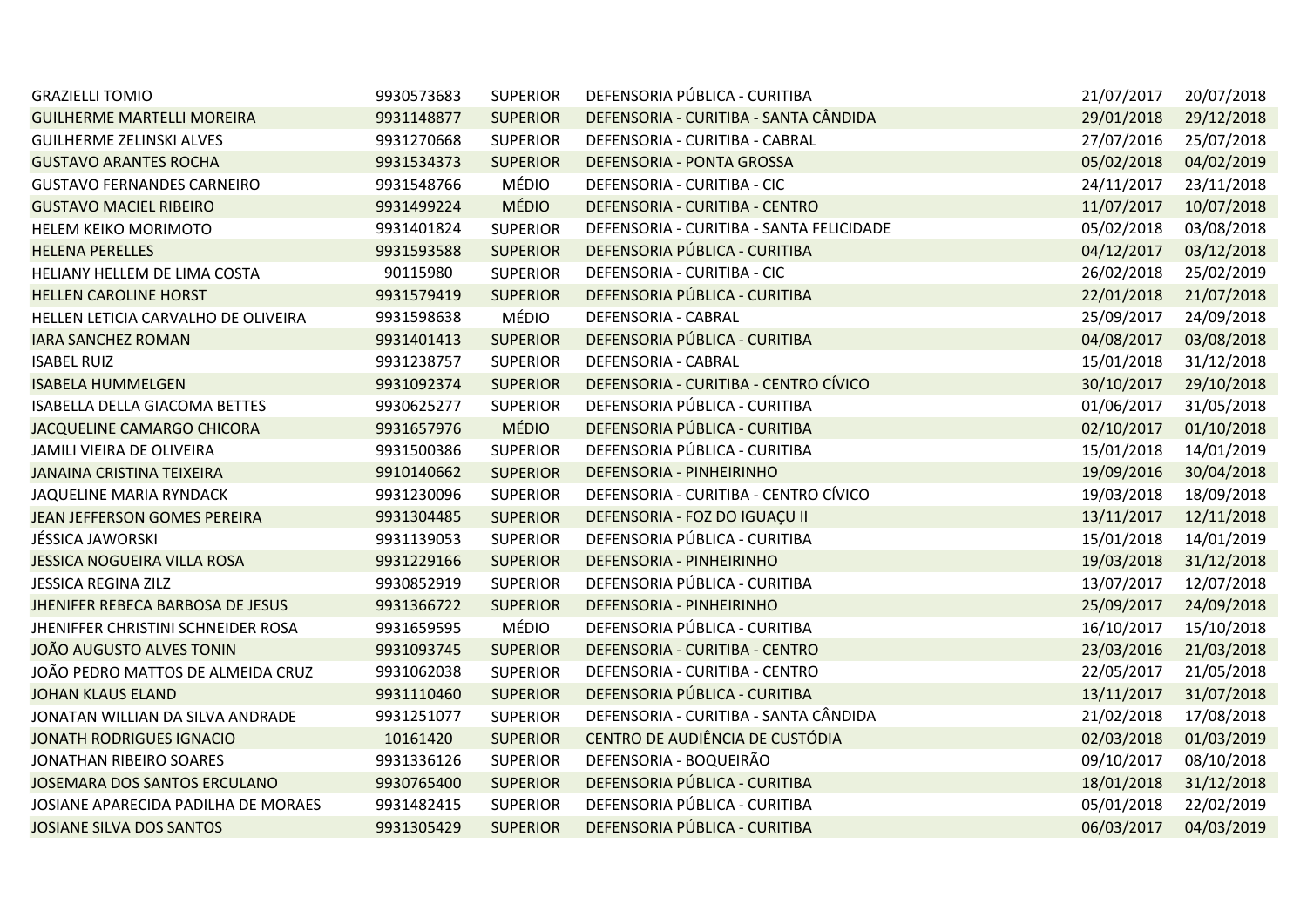| | | | | | |
|---|---|---|---|---|---|
| GRAZIELLI TOMIO | 9930573683 | SUPERIOR | DEFENSORIA PÚBLICA - CURITIBA | 21/07/2017 | 20/07/2018 |
| GUILHERME MARTELLI MOREIRA | 9931148877 | SUPERIOR | DEFENSORIA - CURITIBA - SANTA CÂNDIDA | 29/01/2018 | 29/12/2018 |
| GUILHERME ZELINSKI ALVES | 9931270668 | SUPERIOR | DEFENSORIA - CURITIBA - CABRAL | 27/07/2016 | 25/07/2018 |
| GUSTAVO ARANTES ROCHA | 9931534373 | SUPERIOR | DEFENSORIA - PONTA GROSSA | 05/02/2018 | 04/02/2019 |
| GUSTAVO FERNANDES CARNEIRO | 9931548766 | MÉDIO | DEFENSORIA - CURITIBA - CIC | 24/11/2017 | 23/11/2018 |
| GUSTAVO MACIEL RIBEIRO | 9931499224 | MÉDIO | DEFENSORIA - CURITIBA - CENTRO | 11/07/2017 | 10/07/2018 |
| HELEM KEIKO MORIMOTO | 9931401824 | SUPERIOR | DEFENSORIA - CURITIBA - SANTA FELICIDADE | 05/02/2018 | 03/08/2018 |
| HELENA PERELLES | 9931593588 | SUPERIOR | DEFENSORIA PÚBLICA - CURITIBA | 04/12/2017 | 03/12/2018 |
| HELIANY HELLEM DE LIMA COSTA | 90115980 | SUPERIOR | DEFENSORIA - CURITIBA - CIC | 26/02/2018 | 25/02/2019 |
| HELLEN CAROLINE HORST | 9931579419 | SUPERIOR | DEFENSORIA PÚBLICA - CURITIBA | 22/01/2018 | 21/07/2018 |
| HELLEN LETICIA CARVALHO DE OLIVEIRA | 9931598638 | MÉDIO | DEFENSORIA - CABRAL | 25/09/2017 | 24/09/2018 |
| IARA SANCHEZ ROMAN | 9931401413 | SUPERIOR | DEFENSORIA PÚBLICA - CURITIBA | 04/08/2017 | 03/08/2018 |
| ISABEL RUIZ | 9931238757 | SUPERIOR | DEFENSORIA - CABRAL | 15/01/2018 | 31/12/2018 |
| ISABELA HUMMELGEN | 9931092374 | SUPERIOR | DEFENSORIA - CURITIBA - CENTRO CÍVICO | 30/10/2017 | 29/10/2018 |
| ISABELLA DELLA GIACOMA BETTES | 9930625277 | SUPERIOR | DEFENSORIA PÚBLICA - CURITIBA | 01/06/2017 | 31/05/2018 |
| JACQUELINE CAMARGO CHICORA | 9931657976 | MÉDIO | DEFENSORIA PÚBLICA - CURITIBA | 02/10/2017 | 01/10/2018 |
| JAMILI VIEIRA DE OLIVEIRA | 9931500386 | SUPERIOR | DEFENSORIA PÚBLICA - CURITIBA | 15/01/2018 | 14/01/2019 |
| JANAINA CRISTINA TEIXEIRA | 9910140662 | SUPERIOR | DEFENSORIA - PINHEIRINHO | 19/09/2016 | 30/04/2018 |
| JAQUELINE MARIA RYNDACK | 9931230096 | SUPERIOR | DEFENSORIA - CURITIBA - CENTRO CÍVICO | 19/03/2018 | 18/09/2018 |
| JEAN JEFFERSON GOMES PEREIRA | 9931304485 | SUPERIOR | DEFENSORIA - FOZ DO IGUAÇU II | 13/11/2017 | 12/11/2018 |
| JÉSSICA JAWORSKI | 9931139053 | SUPERIOR | DEFENSORIA PÚBLICA - CURITIBA | 15/01/2018 | 14/01/2019 |
| JESSICA NOGUEIRA VILLA ROSA | 9931229166 | SUPERIOR | DEFENSORIA - PINHEIRINHO | 19/03/2018 | 31/12/2018 |
| JESSICA REGINA ZILZ | 9930852919 | SUPERIOR | DEFENSORIA PÚBLICA - CURITIBA | 13/07/2017 | 12/07/2018 |
| JHENIFER REBECA BARBOSA DE JESUS | 9931366722 | SUPERIOR | DEFENSORIA - PINHEIRINHO | 25/09/2017 | 24/09/2018 |
| JHENIFFER CHRISTINI SCHNEIDER ROSA | 9931659595 | MÉDIO | DEFENSORIA PÚBLICA - CURITIBA | 16/10/2017 | 15/10/2018 |
| JOÃO AUGUSTO ALVES TONIN | 9931093745 | SUPERIOR | DEFENSORIA - CURITIBA - CENTRO | 23/03/2016 | 21/03/2018 |
| JOÃO PEDRO MATTOS DE ALMEIDA CRUZ | 9931062038 | SUPERIOR | DEFENSORIA - CURITIBA - CENTRO | 22/05/2017 | 21/05/2018 |
| JOHAN KLAUS ELAND | 9931110460 | SUPERIOR | DEFENSORIA PÚBLICA - CURITIBA | 13/11/2017 | 31/07/2018 |
| JONATAN WILLIAN DA SILVA ANDRADE | 9931251077 | SUPERIOR | DEFENSORIA - CURITIBA - SANTA CÂNDIDA | 21/02/2018 | 17/08/2018 |
| JONATH RODRIGUES IGNACIO | 10161420 | SUPERIOR | CENTRO DE AUDIÊNCIA DE CUSTÓDIA | 02/03/2018 | 01/03/2019 |
| JONATHAN RIBEIRO SOARES | 9931336126 | SUPERIOR | DEFENSORIA - BOQUEIRÃO | 09/10/2017 | 08/10/2018 |
| JOSEMARA DOS SANTOS ERCULANO | 9930765400 | SUPERIOR | DEFENSORIA PÚBLICA - CURITIBA | 18/01/2018 | 31/12/2018 |
| JOSIANE APARECIDA PADILHA DE MORAES | 9931482415 | SUPERIOR | DEFENSORIA PÚBLICA - CURITIBA | 05/01/2018 | 22/02/2019 |
| JOSIANE SILVA DOS SANTOS | 9931305429 | SUPERIOR | DEFENSORIA PÚBLICA - CURITIBA | 06/03/2017 | 04/03/2019 |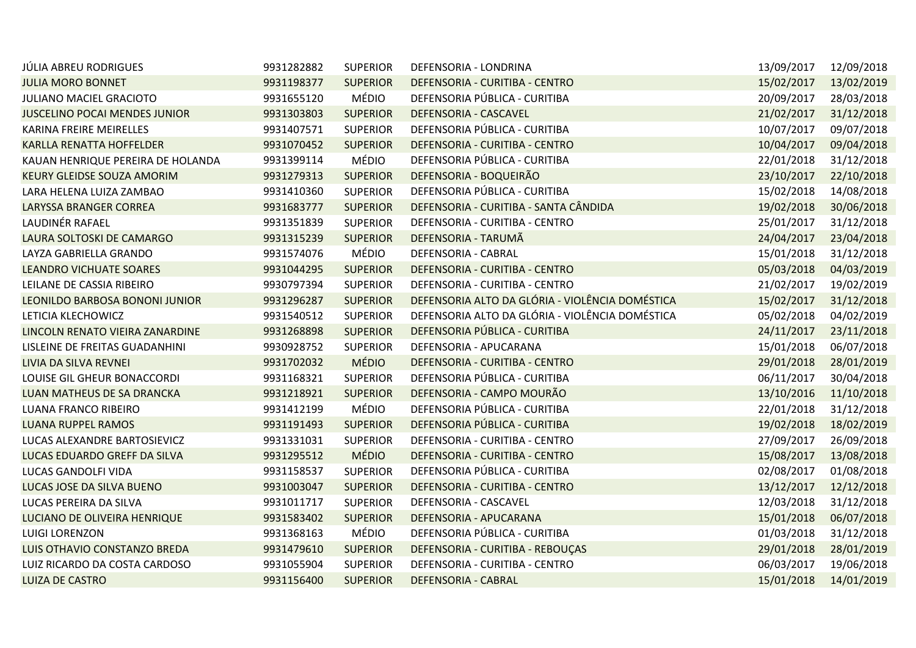| | | | | | |
|---|---|---|---|---|---|
| JÚLIA ABREU RODRIGUES | 9931282882 | SUPERIOR | DEFENSORIA - LONDRINA | 13/09/2017 | 12/09/2018 |
| JULIA MORO BONNET | 9931198377 | SUPERIOR | DEFENSORIA - CURITIBA - CENTRO | 15/02/2017 | 13/02/2019 |
| JULIANO MACIEL GRACIOTO | 9931655120 | MÉDIO | DEFENSORIA PÚBLICA - CURITIBA | 20/09/2017 | 28/03/2018 |
| JUSCELINO POCAI MENDES JUNIOR | 9931303803 | SUPERIOR | DEFENSORIA - CASCAVEL | 21/02/2017 | 31/12/2018 |
| KARINA FREIRE MEIRELLES | 9931407571 | SUPERIOR | DEFENSORIA PÚBLICA - CURITIBA | 10/07/2017 | 09/07/2018 |
| KARLLA RENATTA HOFFELDER | 9931070452 | SUPERIOR | DEFENSORIA - CURITIBA - CENTRO | 10/04/2017 | 09/04/2018 |
| KAUAN HENRIQUE PEREIRA DE HOLANDA | 9931399114 | MÉDIO | DEFENSORIA PÚBLICA - CURITIBA | 22/01/2018 | 31/12/2018 |
| KEURY GLEIDSE SOUZA AMORIM | 9931279313 | SUPERIOR | DEFENSORIA - BOQUEIRÃO | 23/10/2017 | 22/10/2018 |
| LARA HELENA LUIZA ZAMBAO | 9931410360 | SUPERIOR | DEFENSORIA PÚBLICA - CURITIBA | 15/02/2018 | 14/08/2018 |
| LARYSSA BRANGER CORREA | 9931683777 | SUPERIOR | DEFENSORIA - CURITIBA - SANTA CÂNDIDA | 19/02/2018 | 30/06/2018 |
| LAUDINÉR RAFAEL | 9931351839 | SUPERIOR | DEFENSORIA - CURITIBA - CENTRO | 25/01/2017 | 31/12/2018 |
| LAURA SOLTOSKI DE CAMARGO | 9931315239 | SUPERIOR | DEFENSORIA - TARUMÃ | 24/04/2017 | 23/04/2018 |
| LAYZA GABRIELLA GRANDO | 9931574076 | MÉDIO | DEFENSORIA - CABRAL | 15/01/2018 | 31/12/2018 |
| LEANDRO VICHUATE SOARES | 9931044295 | SUPERIOR | DEFENSORIA - CURITIBA - CENTRO | 05/03/2018 | 04/03/2019 |
| LEILANE DE CASSIA RIBEIRO | 9930797394 | SUPERIOR | DEFENSORIA - CURITIBA - CENTRO | 21/02/2017 | 19/02/2019 |
| LEONILDO BARBOSA BONONI JUNIOR | 9931296287 | SUPERIOR | DEFENSORIA ALTO DA GLÓRIA - VIOLÊNCIA DOMÉSTICA | 15/02/2017 | 31/12/2018 |
| LETICIA KLECHOWICZ | 9931540512 | SUPERIOR | DEFENSORIA ALTO DA GLÓRIA - VIOLÊNCIA DOMÉSTICA | 05/02/2018 | 04/02/2019 |
| LINCOLN RENATO VIEIRA ZANARDINE | 9931268898 | SUPERIOR | DEFENSORIA PÚBLICA - CURITIBA | 24/11/2017 | 23/11/2018 |
| LISLEINE DE FREITAS GUADANHINI | 9930928752 | SUPERIOR | DEFENSORIA - APUCARANA | 15/01/2018 | 06/07/2018 |
| LIVIA DA SILVA REVNEI | 9931702032 | MÉDIO | DEFENSORIA - CURITIBA - CENTRO | 29/01/2018 | 28/01/2019 |
| LOUISE GIL GHEUR BONACCORDI | 9931168321 | SUPERIOR | DEFENSORIA PÚBLICA - CURITIBA | 06/11/2017 | 30/04/2018 |
| LUAN MATHEUS DE SA DRANCKA | 9931218921 | SUPERIOR | DEFENSORIA - CAMPO MOURÃO | 13/10/2016 | 11/10/2018 |
| LUANA FRANCO RIBEIRO | 9931412199 | MÉDIO | DEFENSORIA PÚBLICA - CURITIBA | 22/01/2018 | 31/12/2018 |
| LUANA RUPPEL RAMOS | 9931191493 | SUPERIOR | DEFENSORIA PÚBLICA - CURITIBA | 19/02/2018 | 18/02/2019 |
| LUCAS ALEXANDRE BARTOSIEVICZ | 9931331031 | SUPERIOR | DEFENSORIA - CURITIBA - CENTRO | 27/09/2017 | 26/09/2018 |
| LUCAS EDUARDO GREFF DA SILVA | 9931295512 | MÉDIO | DEFENSORIA - CURITIBA - CENTRO | 15/08/2017 | 13/08/2018 |
| LUCAS GANDOLFI VIDA | 9931158537 | SUPERIOR | DEFENSORIA PÚBLICA - CURITIBA | 02/08/2017 | 01/08/2018 |
| LUCAS JOSE DA SILVA BUENO | 9931003047 | SUPERIOR | DEFENSORIA - CURITIBA - CENTRO | 13/12/2017 | 12/12/2018 |
| LUCAS PEREIRA DA SILVA | 9931011717 | SUPERIOR | DEFENSORIA - CASCAVEL | 12/03/2018 | 31/12/2018 |
| LUCIANO DE OLIVEIRA HENRIQUE | 9931583402 | SUPERIOR | DEFENSORIA - APUCARANA | 15/01/2018 | 06/07/2018 |
| LUIGI LORENZON | 9931368163 | MÉDIO | DEFENSORIA PÚBLICA - CURITIBA | 01/03/2018 | 31/12/2018 |
| LUIS OTHAVIO CONSTANZO BREDA | 9931479610 | SUPERIOR | DEFENSORIA - CURITIBA - REBOUÇAS | 29/01/2018 | 28/01/2019 |
| LUIZ RICARDO DA COSTA CARDOSO | 9931055904 | SUPERIOR | DEFENSORIA - CURITIBA - CENTRO | 06/03/2017 | 19/06/2018 |
| LUIZA DE CASTRO | 9931156400 | SUPERIOR | DEFENSORIA - CABRAL | 15/01/2018 | 14/01/2019 |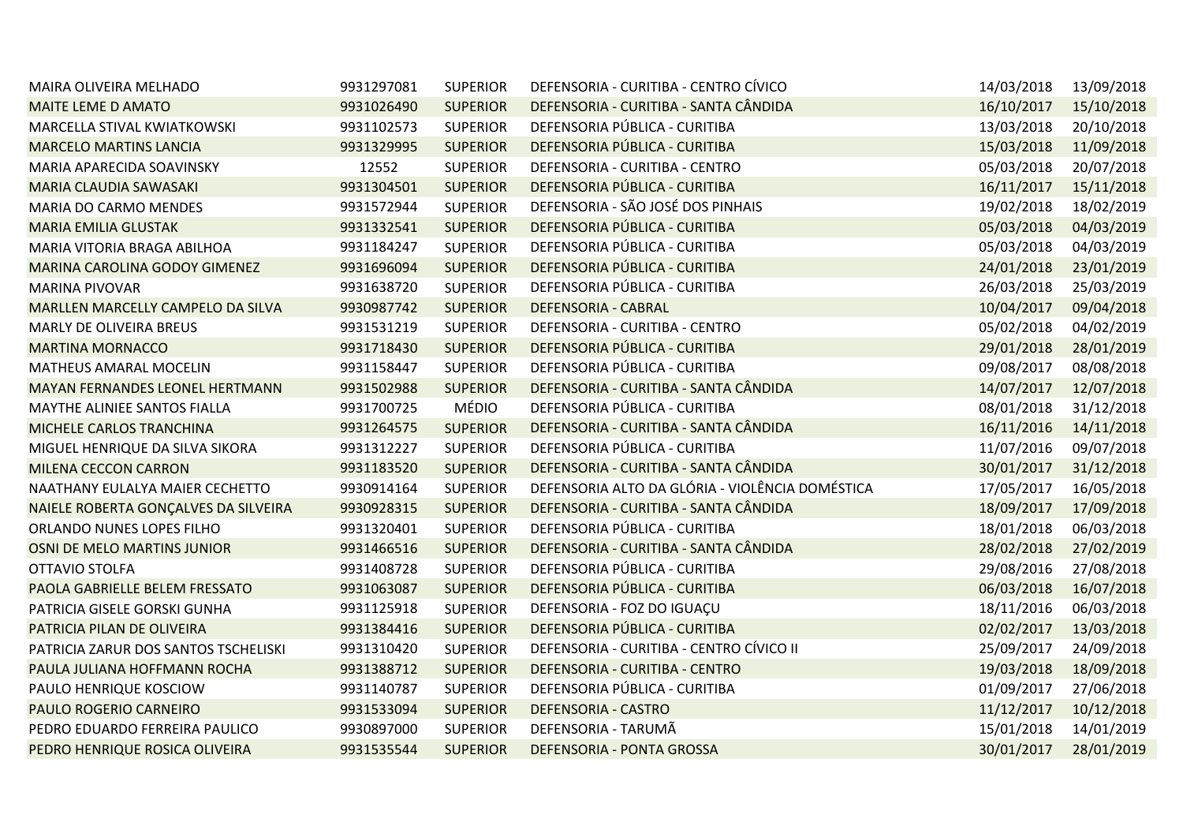| | | | | | |
|---|---|---|---|---|---|
| MAIRA OLIVEIRA MELHADO | 9931297081 | SUPERIOR | DEFENSORIA - CURITIBA - CENTRO CÍVICO | 14/03/2018 | 13/09/2018 |
| MAITE LEME D AMATO | 9931026490 | SUPERIOR | DEFENSORIA - CURITIBA - SANTA CÂNDIDA | 16/10/2017 | 15/10/2018 |
| MARCELLA STIVAL KWIATKOWSKI | 9931102573 | SUPERIOR | DEFENSORIA PÚBLICA - CURITIBA | 13/03/2018 | 20/10/2018 |
| MARCELO MARTINS LANCIA | 9931329995 | SUPERIOR | DEFENSORIA PÚBLICA - CURITIBA | 15/03/2018 | 11/09/2018 |
| MARIA APARECIDA SOAVINSKY | 12552 | SUPERIOR | DEFENSORIA - CURITIBA - CENTRO | 05/03/2018 | 20/07/2018 |
| MARIA CLAUDIA SAWASAKI | 9931304501 | SUPERIOR | DEFENSORIA PÚBLICA - CURITIBA | 16/11/2017 | 15/11/2018 |
| MARIA DO CARMO MENDES | 9931572944 | SUPERIOR | DEFENSORIA - SÃO JOSÉ DOS PINHAIS | 19/02/2018 | 18/02/2019 |
| MARIA EMILIA GLUSTAK | 9931332541 | SUPERIOR | DEFENSORIA PÚBLICA - CURITIBA | 05/03/2018 | 04/03/2019 |
| MARIA VITORIA BRAGA ABILHOA | 9931184247 | SUPERIOR | DEFENSORIA PÚBLICA - CURITIBA | 05/03/2018 | 04/03/2019 |
| MARINA CAROLINA GODOY GIMENEZ | 9931696094 | SUPERIOR | DEFENSORIA PÚBLICA - CURITIBA | 24/01/2018 | 23/01/2019 |
| MARINA PIVOVAR | 9931638720 | SUPERIOR | DEFENSORIA PÚBLICA - CURITIBA | 26/03/2018 | 25/03/2019 |
| MARLLEN MARCELLY CAMPELO DA SILVA | 9930987742 | SUPERIOR | DEFENSORIA - CABRAL | 10/04/2017 | 09/04/2018 |
| MARLY DE OLIVEIRA BREUS | 9931531219 | SUPERIOR | DEFENSORIA - CURITIBA - CENTRO | 05/02/2018 | 04/02/2019 |
| MARTINA MORNACCO | 9931718430 | SUPERIOR | DEFENSORIA PÚBLICA - CURITIBA | 29/01/2018 | 28/01/2019 |
| MATHEUS AMARAL MOCELIN | 9931158447 | SUPERIOR | DEFENSORIA PÚBLICA - CURITIBA | 09/08/2017 | 08/08/2018 |
| MAYAN FERNANDES LEONEL HERTMANN | 9931502988 | SUPERIOR | DEFENSORIA - CURITIBA - SANTA CÂNDIDA | 14/07/2017 | 12/07/2018 |
| MAYTHE ALINIEE SANTOS FIALLA | 9931700725 | MÉDIO | DEFENSORIA PÚBLICA - CURITIBA | 08/01/2018 | 31/12/2018 |
| MICHELE CARLOS TRANCHINA | 9931264575 | SUPERIOR | DEFENSORIA - CURITIBA - SANTA CÂNDIDA | 16/11/2016 | 14/11/2018 |
| MIGUEL HENRIQUE DA SILVA SIKORA | 9931312227 | SUPERIOR | DEFENSORIA PÚBLICA - CURITIBA | 11/07/2016 | 09/07/2018 |
| MILENA CECCON CARRON | 9931183520 | SUPERIOR | DEFENSORIA - CURITIBA - SANTA CÂNDIDA | 30/01/2017 | 31/12/2018 |
| NAATHANY EULALYA MAIER CECHETTO | 9930914164 | SUPERIOR | DEFENSORIA ALTO DA GLÓRIA - VIOLÊNCIA DOMÉSTICA | 17/05/2017 | 16/05/2018 |
| NAIELE ROBERTA GONÇALVES DA SILVEIRA | 9930928315 | SUPERIOR | DEFENSORIA - CURITIBA - SANTA CÂNDIDA | 18/09/2017 | 17/09/2018 |
| ORLANDO NUNES LOPES FILHO | 9931320401 | SUPERIOR | DEFENSORIA PÚBLICA - CURITIBA | 18/01/2018 | 06/03/2018 |
| OSNI DE MELO MARTINS JUNIOR | 9931466516 | SUPERIOR | DEFENSORIA - CURITIBA - SANTA CÂNDIDA | 28/02/2018 | 27/02/2019 |
| OTTAVIO STOLFA | 9931408728 | SUPERIOR | DEFENSORIA PÚBLICA - CURITIBA | 29/08/2016 | 27/08/2018 |
| PAOLA GABRIELLE BELEM FRESSATO | 9931063087 | SUPERIOR | DEFENSORIA PÚBLICA - CURITIBA | 06/03/2018 | 16/07/2018 |
| PATRICIA GISELE GORSKI GUNHA | 9931125918 | SUPERIOR | DEFENSORIA - FOZ DO IGUAÇU | 18/11/2016 | 06/03/2018 |
| PATRICIA PILAN DE OLIVEIRA | 9931384416 | SUPERIOR | DEFENSORIA PÚBLICA - CURITIBA | 02/02/2017 | 13/03/2018 |
| PATRICIA ZARUR DOS SANTOS TSCHELISKI | 9931310420 | SUPERIOR | DEFENSORIA - CURITIBA - CENTRO CÍVICO II | 25/09/2017 | 24/09/2018 |
| PAULA JULIANA HOFFMANN ROCHA | 9931388712 | SUPERIOR | DEFENSORIA - CURITIBA - CENTRO | 19/03/2018 | 18/09/2018 |
| PAULO HENRIQUE KOSCIOW | 9931140787 | SUPERIOR | DEFENSORIA PÚBLICA - CURITIBA | 01/09/2017 | 27/06/2018 |
| PAULO ROGERIO CARNEIRO | 9931533094 | SUPERIOR | DEFENSORIA - CASTRO | 11/12/2017 | 10/12/2018 |
| PEDRO EDUARDO FERREIRA PAULICO | 9930897000 | SUPERIOR | DEFENSORIA - TARUMÃ | 15/01/2018 | 14/01/2019 |
| PEDRO HENRIQUE ROSICA OLIVEIRA | 9931535544 | SUPERIOR | DEFENSORIA - PONTA GROSSA | 30/01/2017 | 28/01/2019 |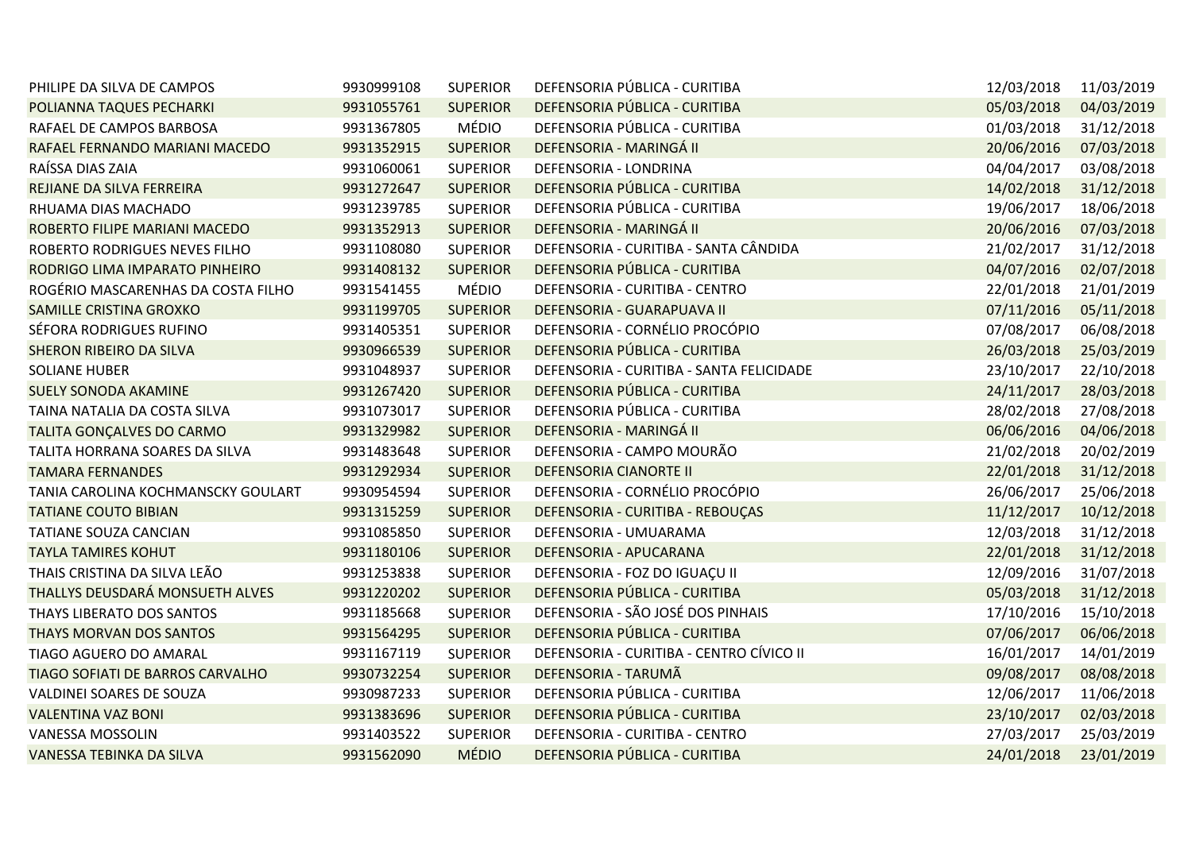| | | | | | |
|---|---|---|---|---|---|
| PHILIPE DA SILVA DE CAMPOS | 9930999108 | SUPERIOR | DEFENSORIA PÚBLICA - CURITIBA | 12/03/2018 | 11/03/2019 |
| POLIANNA TAQUES PECHARKI | 9931055761 | SUPERIOR | DEFENSORIA PÚBLICA - CURITIBA | 05/03/2018 | 04/03/2019 |
| RAFAEL DE CAMPOS BARBOSA | 9931367805 | MÉDIO | DEFENSORIA PÚBLICA - CURITIBA | 01/03/2018 | 31/12/2018 |
| RAFAEL FERNANDO MARIANI MACEDO | 9931352915 | SUPERIOR | DEFENSORIA - MARINGÁ II | 20/06/2016 | 07/03/2018 |
| RAÍSSA DIAS ZAIA | 9931060061 | SUPERIOR | DEFENSORIA - LONDRINA | 04/04/2017 | 03/08/2018 |
| REJIANE DA SILVA FERREIRA | 9931272647 | SUPERIOR | DEFENSORIA PÚBLICA - CURITIBA | 14/02/2018 | 31/12/2018 |
| RHUAMA DIAS MACHADO | 9931239785 | SUPERIOR | DEFENSORIA PÚBLICA - CURITIBA | 19/06/2017 | 18/06/2018 |
| ROBERTO FILIPE MARIANI MACEDO | 9931352913 | SUPERIOR | DEFENSORIA - MARINGÁ II | 20/06/2016 | 07/03/2018 |
| ROBERTO RODRIGUES NEVES FILHO | 9931108080 | SUPERIOR | DEFENSORIA - CURITIBA - SANTA CÂNDIDA | 21/02/2017 | 31/12/2018 |
| RODRIGO LIMA IMPARATO PINHEIRO | 9931408132 | SUPERIOR | DEFENSORIA PÚBLICA - CURITIBA | 04/07/2016 | 02/07/2018 |
| ROGÉRIO MASCARENHAS DA COSTA FILHO | 9931541455 | MÉDIO | DEFENSORIA - CURITIBA - CENTRO | 22/01/2018 | 21/01/2019 |
| SAMILLE CRISTINA GROXKO | 9931199705 | SUPERIOR | DEFENSORIA - GUARAPUAVA II | 07/11/2016 | 05/11/2018 |
| SÉFORA RODRIGUES RUFINO | 9931405351 | SUPERIOR | DEFENSORIA - CORNÉLIO PROCÓPIO | 07/08/2017 | 06/08/2018 |
| SHERON RIBEIRO DA SILVA | 9930966539 | SUPERIOR | DEFENSORIA PÚBLICA - CURITIBA | 26/03/2018 | 25/03/2019 |
| SOLIANE HUBER | 9931048937 | SUPERIOR | DEFENSORIA - CURITIBA - SANTA FELICIDADE | 23/10/2017 | 22/10/2018 |
| SUELY SONODA AKAMINE | 9931267420 | SUPERIOR | DEFENSORIA PÚBLICA - CURITIBA | 24/11/2017 | 28/03/2018 |
| TAINA NATALIA DA COSTA SILVA | 9931073017 | SUPERIOR | DEFENSORIA PÚBLICA - CURITIBA | 28/02/2018 | 27/08/2018 |
| TALITA GONÇALVES DO CARMO | 9931329982 | SUPERIOR | DEFENSORIA - MARINGÁ II | 06/06/2016 | 04/06/2018 |
| TALITA HORRANA SOARES DA SILVA | 9931483648 | SUPERIOR | DEFENSORIA - CAMPO MOURÃO | 21/02/2018 | 20/02/2019 |
| TAMARA FERNANDES | 9931292934 | SUPERIOR | DEFENSORIA CIANORTE II | 22/01/2018 | 31/12/2018 |
| TANIA CAROLINA KOCHMANSCKY GOULART | 9930954594 | SUPERIOR | DEFENSORIA - CORNÉLIO PROCÓPIO | 26/06/2017 | 25/06/2018 |
| TATIANE COUTO BIBIAN | 9931315259 | SUPERIOR | DEFENSORIA - CURITIBA - REBOUÇAS | 11/12/2017 | 10/12/2018 |
| TATIANE SOUZA CANCIAN | 9931085850 | SUPERIOR | DEFENSORIA - UMUARAMA | 12/03/2018 | 31/12/2018 |
| TAYLA TAMIRES KOHUT | 9931180106 | SUPERIOR | DEFENSORIA - APUCARANA | 22/01/2018 | 31/12/2018 |
| THAIS CRISTINA DA SILVA LEÃO | 9931253838 | SUPERIOR | DEFENSORIA - FOZ DO IGUAÇU II | 12/09/2016 | 31/07/2018 |
| THALLYS DEUSDARÁ MONSUETH ALVES | 9931220202 | SUPERIOR | DEFENSORIA PÚBLICA - CURITIBA | 05/03/2018 | 31/12/2018 |
| THAYS LIBERATO DOS SANTOS | 9931185668 | SUPERIOR | DEFENSORIA - SÃO JOSÉ DOS PINHAIS | 17/10/2016 | 15/10/2018 |
| THAYS MORVAN DOS SANTOS | 9931564295 | SUPERIOR | DEFENSORIA PÚBLICA - CURITIBA | 07/06/2017 | 06/06/2018 |
| TIAGO AGUERO DO AMARAL | 9931167119 | SUPERIOR | DEFENSORIA - CURITIBA - CENTRO CÍVICO II | 16/01/2017 | 14/01/2019 |
| TIAGO SOFIATI DE BARROS CARVALHO | 9930732254 | SUPERIOR | DEFENSORIA - TARUMÃ | 09/08/2017 | 08/08/2018 |
| VALDINEI SOARES DE SOUZA | 9930987233 | SUPERIOR | DEFENSORIA PÚBLICA - CURITIBA | 12/06/2017 | 11/06/2018 |
| VALENTINA VAZ BONI | 9931383696 | SUPERIOR | DEFENSORIA PÚBLICA - CURITIBA | 23/10/2017 | 02/03/2018 |
| VANESSA MOSSOLIN | 9931403522 | SUPERIOR | DEFENSORIA - CURITIBA - CENTRO | 27/03/2017 | 25/03/2019 |
| VANESSA TEBINKA DA SILVA | 9931562090 | MÉDIO | DEFENSORIA PÚBLICA - CURITIBA | 24/01/2018 | 23/01/2019 |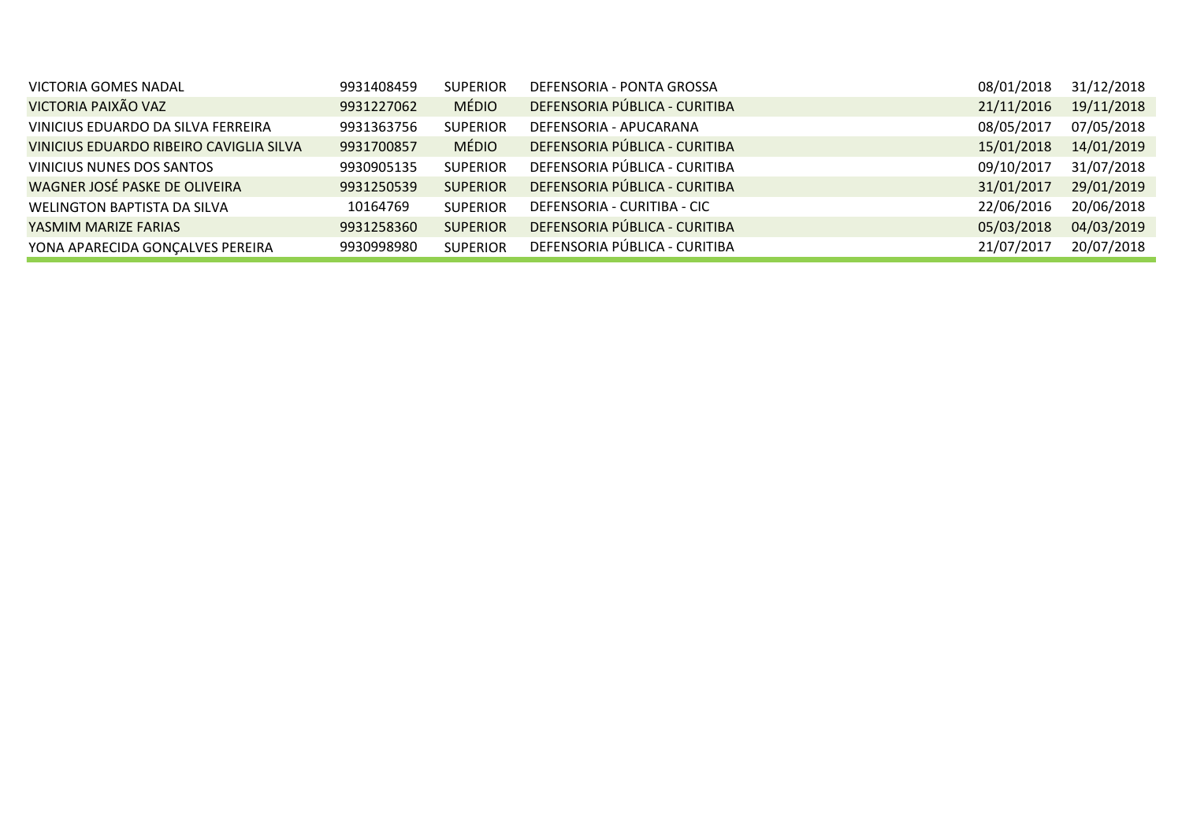| | | | | | |
|---|---|---|---|---|---|
| VICTORIA GOMES NADAL | 9931408459 | SUPERIOR | DEFENSORIA - PONTA GROSSA | 08/01/2018 | 31/12/2018 |
| VICTORIA PAIXÃO VAZ | 9931227062 | MÉDIO | DEFENSORIA PÚBLICA - CURITIBA | 21/11/2016 | 19/11/2018 |
| VINICIUS EDUARDO DA SILVA FERREIRA | 9931363756 | SUPERIOR | DEFENSORIA - APUCARANA | 08/05/2017 | 07/05/2018 |
| VINICIUS EDUARDO RIBEIRO CAVIGLIA SILVA | 9931700857 | MÉDIO | DEFENSORIA PÚBLICA - CURITIBA | 15/01/2018 | 14/01/2019 |
| VINICIUS NUNES DOS SANTOS | 9930905135 | SUPERIOR | DEFENSORIA PÚBLICA - CURITIBA | 09/10/2017 | 31/07/2018 |
| WAGNER JOSÉ PASKE DE OLIVEIRA | 9931250539 | SUPERIOR | DEFENSORIA PÚBLICA - CURITIBA | 31/01/2017 | 29/01/2019 |
| WELINGTON BAPTISTA DA SILVA | 10164769 | SUPERIOR | DEFENSORIA - CURITIBA - CIC | 22/06/2016 | 20/06/2018 |
| YASMIM MARIZE FARIAS | 9931258360 | SUPERIOR | DEFENSORIA PÚBLICA - CURITIBA | 05/03/2018 | 04/03/2019 |
| YONA APARECIDA GONÇALVES PEREIRA | 9930998980 | SUPERIOR | DEFENSORIA PÚBLICA - CURITIBA | 21/07/2017 | 20/07/2018 |